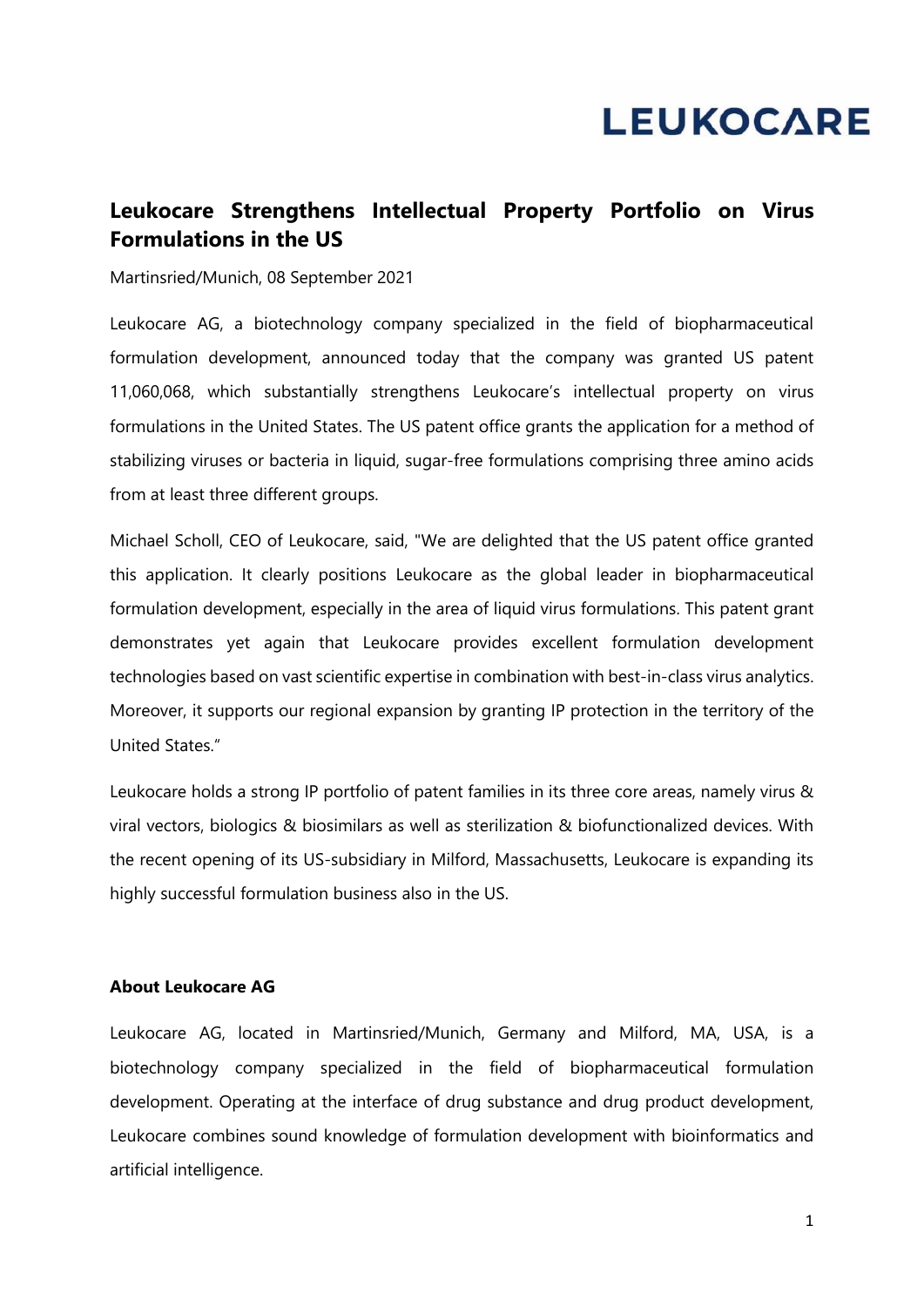LEUKOCARE

# Leukocare Strengthens Intellectual Property Portfolio on Virus Formulations in the US

Martinsried/Munich, 08 September 2021

Leukocare AG, a biotechnology company specialized in the field of biopharmaceutical formulation development, announced today that the company was granted US patent 11,060,068, which substantially strengthens Leukocare's intellectual property on virus formulations in the United States. The US patent office grants the application for a method of stabilizing viruses or bacteria in liquid, sugar-free formulations comprising three amino acids from at least three different groups.

Michael Scholl, CEO of Leukocare, said, "We are delighted that the US patent office granted this application. It clearly positions Leukocare as the global leader in biopharmaceutical formulation development, especially in the area of liquid virus formulations. This patent grant demonstrates yet again that Leukocare provides excellent formulation development technologies based on vast scientific expertise in combination with best-in-class virus analytics. Moreover, it supports our regional expansion by granting IP protection in the territory of the United States."

Leukocare holds a strong IP portfolio of patent families in its three core areas, namely virus & viral vectors, biologics & biosimilars as well as sterilization & biofunctionalized devices. With the recent opening of its US-subsidiary in Milford, Massachusetts, Leukocare is expanding its highly successful formulation business also in the US.

**About Leukocare AG**

Leukocare AG, located in Martinsried/Munich, Germany and Milford, MA, USA, is a biotechnology company specialized in the field of biopharmaceutical formulation development. Operating at the interface of drug substance and drug product development, Leukocare combines sound knowledge of formulation development with bioinformatics and artificial intelligence.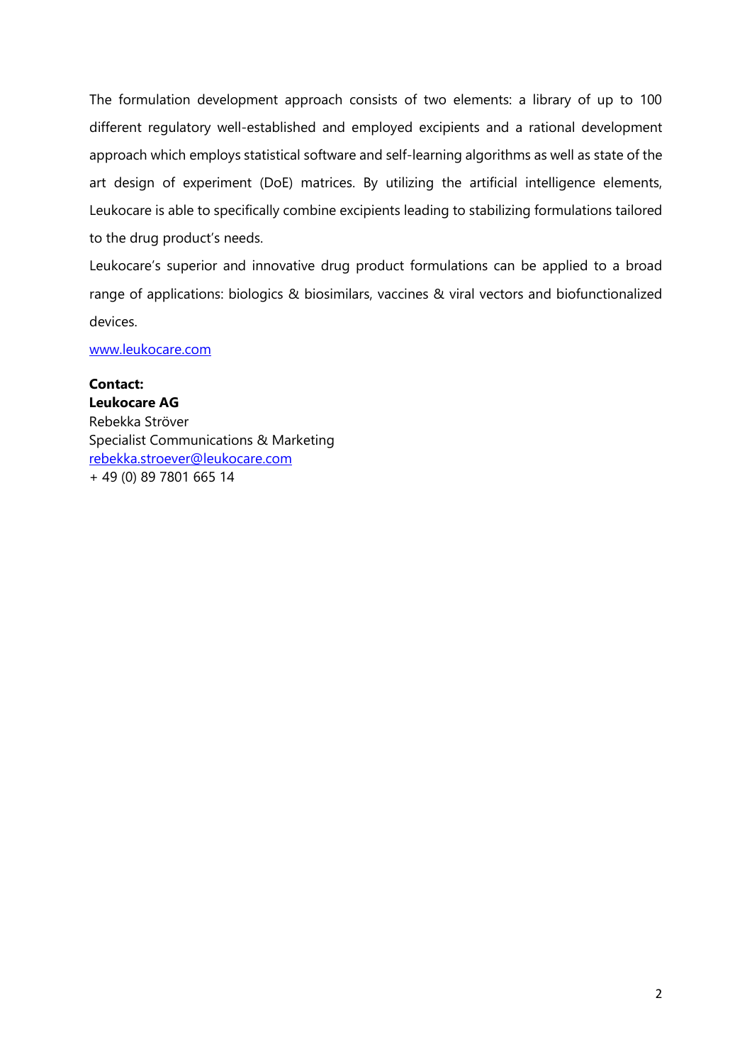The formulation development approach consists of two elements: a library of up to 100 different regulatory well-established and employed excipients and a rational development approach which employs statistical software and self-learning algorithms as well as state of the art design of experiment (DoE) matrices. By utilizing the artificial intelligence elements, Leukocare is able to specifically combine excipients leading to stabilizing formulations tailored to the drug product's needs.

Leukocare's superior and innovative drug product formulations can be applied to a broad range of applications: biologics & biosimilars, vaccines & viral vectors and biofunctionalized devices.

www.leukocare.com

**Contact:**
**Leukocare AG**
Rebekka Ströver
Specialist Communications & Marketing
rebekka.stroever@leukocare.com
+ 49 (0) 89 7801 665 14